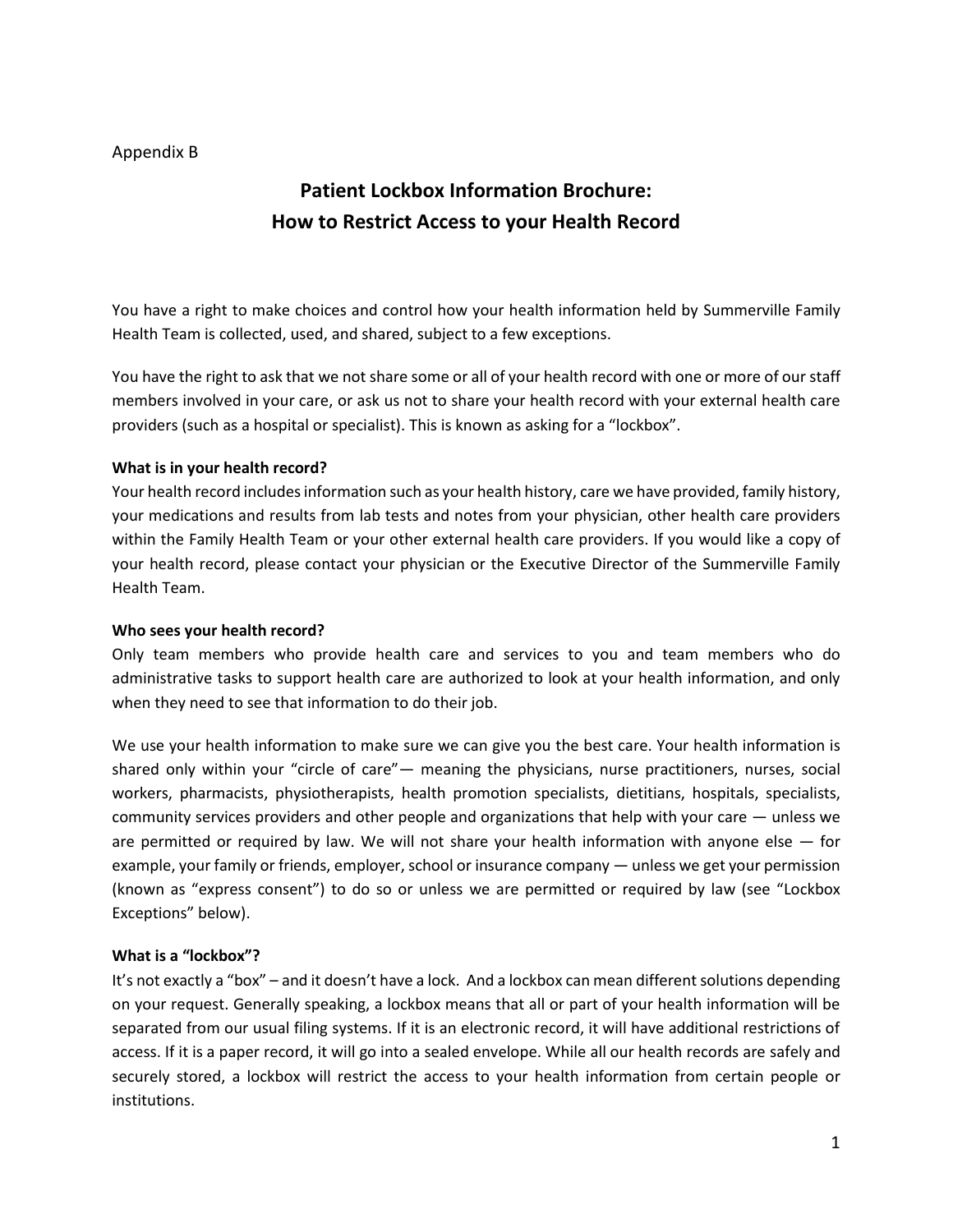Appendix B

# Patient Lockbox Information Brochure: How to Restrict Access to your Health Record

You have a right to make choices and control how your health information held by Summerville Family Health Team is collected, used, and shared, subject to a few exceptions.

You have the right to ask that we not share some or all of your health record with one or more of our staff members involved in your care, or ask us not to share your health record with your external health care providers (such as a hospital or specialist). This is known as asking for a "lockbox".

**What is in your health record?**

Your health record includes information such as your health history, care we have provided, family history, your medications and results from lab tests and notes from your physician, other health care providers within the Family Health Team or your other external health care providers. If you would like a copy of your health record, please contact your physician or the Executive Director of the Summerville Family Health Team.

**Who sees your health record?**

Only team members who provide health care and services to you and team members who do administrative tasks to support health care are authorized to look at your health information, and only when they need to see that information to do their job.

We use your health information to make sure we can give you the best care. Your health information is shared only within your "circle of care"— meaning the physicians, nurse practitioners, nurses, social workers, pharmacists, physiotherapists, health promotion specialists, dietitians, hospitals, specialists, community services providers and other people and organizations that help with your care — unless we are permitted or required by law. We will not share your health information with anyone else — for example, your family or friends, employer, school or insurance company — unless we get your permission (known as "express consent") to do so or unless we are permitted or required by law (see "Lockbox Exceptions" below).

**What is a "lockbox"?**

It's not exactly a "box" – and it doesn't have a lock. And a lockbox can mean different solutions depending on your request. Generally speaking, a lockbox means that all or part of your health information will be separated from our usual filing systems. If it is an electronic record, it will have additional restrictions of access. If it is a paper record, it will go into a sealed envelope. While all our health records are safely and securely stored, a lockbox will restrict the access to your health information from certain people or institutions.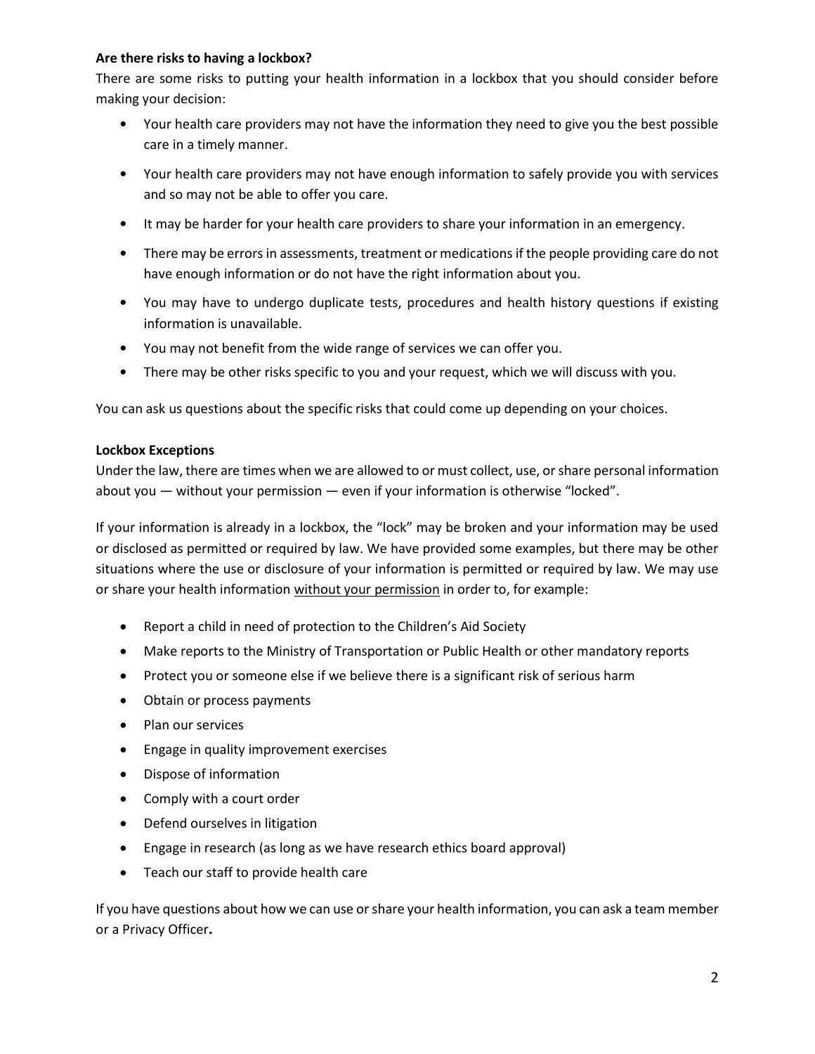**Are there risks to having a lockbox?**

There are some risks to putting your health information in a lockbox that you should consider before making your decision:

- Your health care providers may not have the information they need to give you the best possible care in a timely manner.
- Your health care providers may not have enough information to safely provide you with services and so may not be able to offer you care.
- It may be harder for your health care providers to share your information in an emergency.
- There may be errors in assessments, treatment or medications if the people providing care do not have enough information or do not have the right information about you.
- You may have to undergo duplicate tests, procedures and health history questions if existing information is unavailable.
- You may not benefit from the wide range of services we can offer you.
- There may be other risks specific to you and your request, which we will discuss with you.

You can ask us questions about the specific risks that could come up depending on your choices.

**Lockbox Exceptions**

Under the law, there are times when we are allowed to or must collect, use, or share personal information about you — without your permission — even if your information is otherwise "locked".

If your information is already in a lockbox, the "lock" may be broken and your information may be used or disclosed as permitted or required by law. We have provided some examples, but there may be other situations where the use or disclosure of your information is permitted or required by law. We may use or share your health information <u>without your permission</u> in order to, for example:

- Report a child in need of protection to the Children's Aid Society
- Make reports to the Ministry of Transportation or Public Health or other mandatory reports
- Protect you or someone else if we believe there is a significant risk of serious harm
- Obtain or process payments
- Plan our services
- Engage in quality improvement exercises
- Dispose of information
- Comply with a court order
- Defend ourselves in litigation
- Engage in research (as long as we have research ethics board approval)
- Teach our staff to provide health care

If you have questions about how we can use or share your health information, you can ask a team member or a Privacy Officer**.**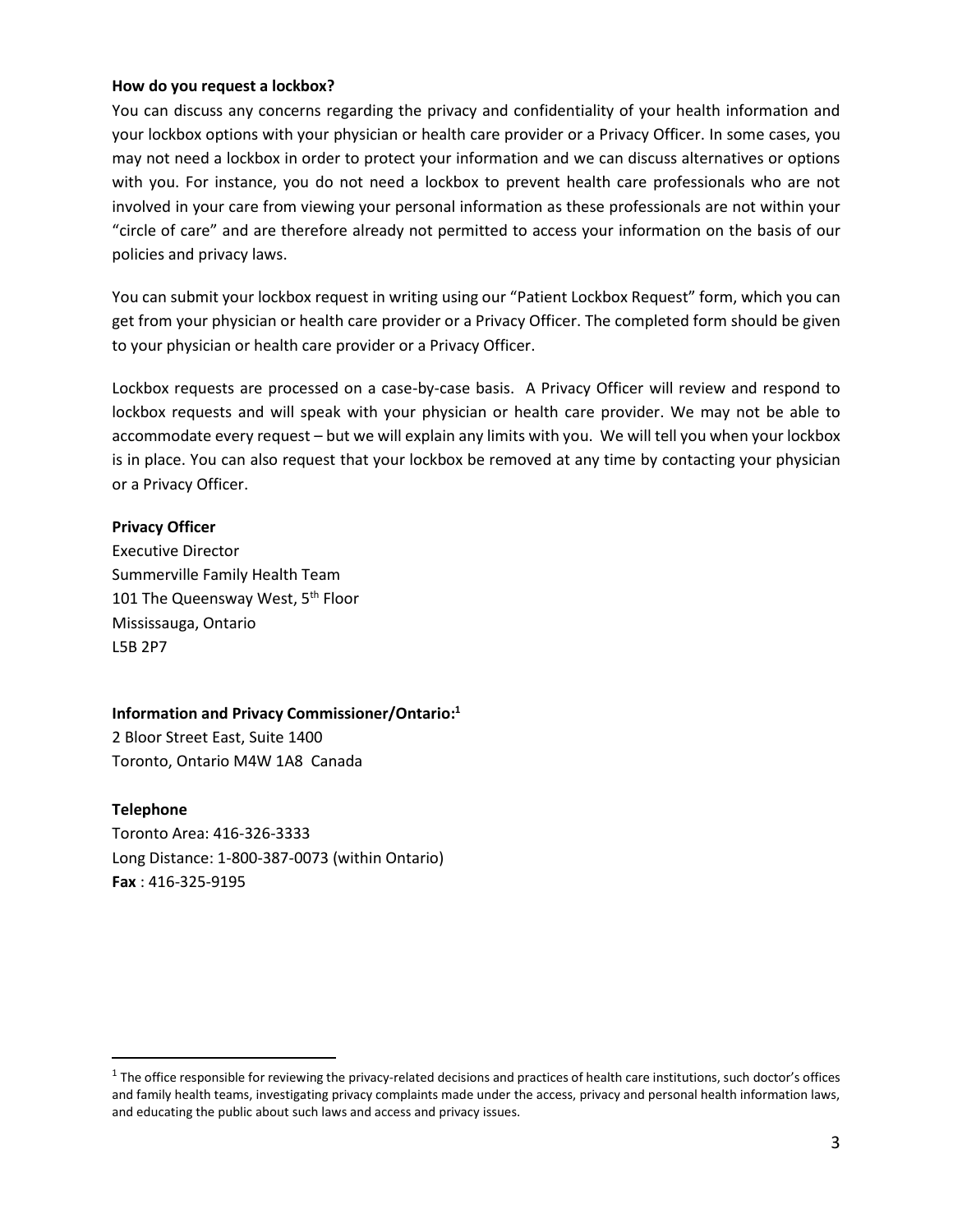**How do you request a lockbox?**

You can discuss any concerns regarding the privacy and confidentiality of your health information and your lockbox options with your physician or health care provider or a Privacy Officer. In some cases, you may not need a lockbox in order to protect your information and we can discuss alternatives or options with you. For instance, you do not need a lockbox to prevent health care professionals who are not involved in your care from viewing your personal information as these professionals are not within your "circle of care" and are therefore already not permitted to access your information on the basis of our policies and privacy laws.

You can submit your lockbox request in writing using our "Patient Lockbox Request" form, which you can get from your physician or health care provider or a Privacy Officer. The completed form should be given to your physician or health care provider or a Privacy Officer.

Lockbox requests are processed on a case-by-case basis. A Privacy Officer will review and respond to lockbox requests and will speak with your physician or health care provider. We may not be able to accommodate every request – but we will explain any limits with you. We will tell you when your lockbox is in place. You can also request that your lockbox be removed at any time by contacting your physician or a Privacy Officer.

**Privacy Officer**
Executive Director
Summerville Family Health Team
101 The Queensway West, 5th Floor
Mississauga, Ontario
L5B 2P7

**Information and Privacy Commissioner/Ontario:**[1]
2 Bloor Street East, Suite 1400
Toronto, Ontario M4W 1A8 Canada

**Telephone**
Toronto Area: 416-326-3333
Long Distance: 1-800-387-0073 (within Ontario)
**Fax** : 416-325-9195

---

[1] The office responsible for reviewing the privacy-related decisions and practices of health care institutions, such doctor's offices and family health teams, investigating privacy complaints made under the access, privacy and personal health information laws, and educating the public about such laws and access and privacy issues.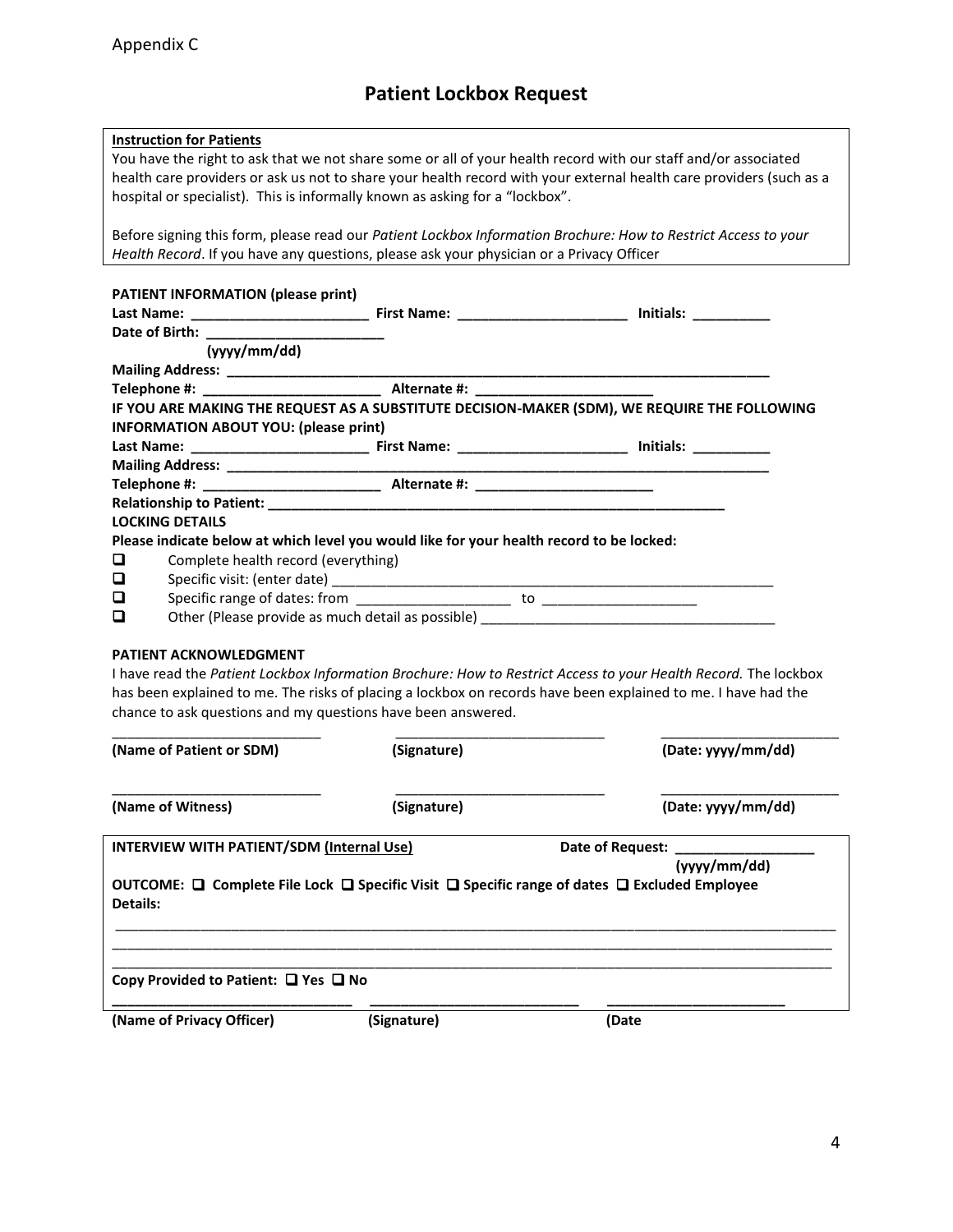Appendix C

# Patient Lockbox Request

**Instruction for Patients**

You have the right to ask that we not share some or all of your health record with our staff and/or associated health care providers or ask us not to share your health record with your external health care providers (such as a hospital or specialist). This is informally known as asking for a "lockbox".

Before signing this form, please read our *Patient Lockbox Information Brochure: How to Restrict Access to your Health Record*. If you have any questions, please ask your physician or a Privacy Officer

**PATIENT INFORMATION (please print)**

**Last Name:** ______________________ **First Name:** _____________________ **Initials:** __________

**Date of Birth:** ______________________
**(yyyy/mm/dd)**

**Mailing Address:** ________________________________________________________________________

**Telephone #:** ______________________ **Alternate #:** ______________________

**IF YOU ARE MAKING THE REQUEST AS A SUBSTITUTE DECISION-MAKER (SDM), WE REQUIRE THE FOLLOWING INFORMATION ABOUT YOU: (please print)**

**Last Name:** ______________________ **First Name:** _____________________ **Initials:** __________

**Mailing Address:** ________________________________________________________________________

**Telephone #:** ______________________ **Alternate #:** ______________________

**Relationship to Patient:** ____________________________________________________________

**LOCKING DETAILS**

**Please indicate below at which level you would like for your health record to be locked:**

- ❑ Complete health record (everything)
- ❑ Specific visit: (enter date) ____________________________________________________________
- ❑ Specific range of dates: from ___________________ to ___________________
- ❑ Other (Please provide as much detail as possible) ______________________________________

**PATIENT ACKNOWLEDGMENT**

I have read the *Patient Lockbox Information Brochure: How to Restrict Access to your Health Record.* The lockbox has been explained to me. The risks of placing a lockbox on records have been explained to me. I have had the chance to ask questions and my questions have been answered.

| ___________________________ | ___________________________ | _______________________ |
|---|---|---|
| **(Name of Patient or SDM)** | **(Signature)** | **(Date: yyyy/mm/dd)** |
| ___________________________ | ___________________________ | _______________________ |
| **(Name of Witness)** | **(Signature)** | **(Date: yyyy/mm/dd)** |

**INTERVIEW WITH PATIENT/SDM <u>(Internal Use)</u>** **Date of Request:** __________________
**(yyyy/mm/dd)**

**OUTCOME:** ❑ **Complete File Lock** ❑ **Specific Visit** ❑ **Specific range of dates** ❑ **Excluded Employee**

**Details:**

______________________________________________________________________________________________

______________________________________________________________________________________________

______________________________________________________________________________________________

**Copy Provided to Patient:** ❑ **Yes** ❑ **No**

| ______________________________ | ___________________________ | _______________________ |
|---|---|---|
| **(Name of Privacy Officer)** | **(Signature)** | **(Date** |